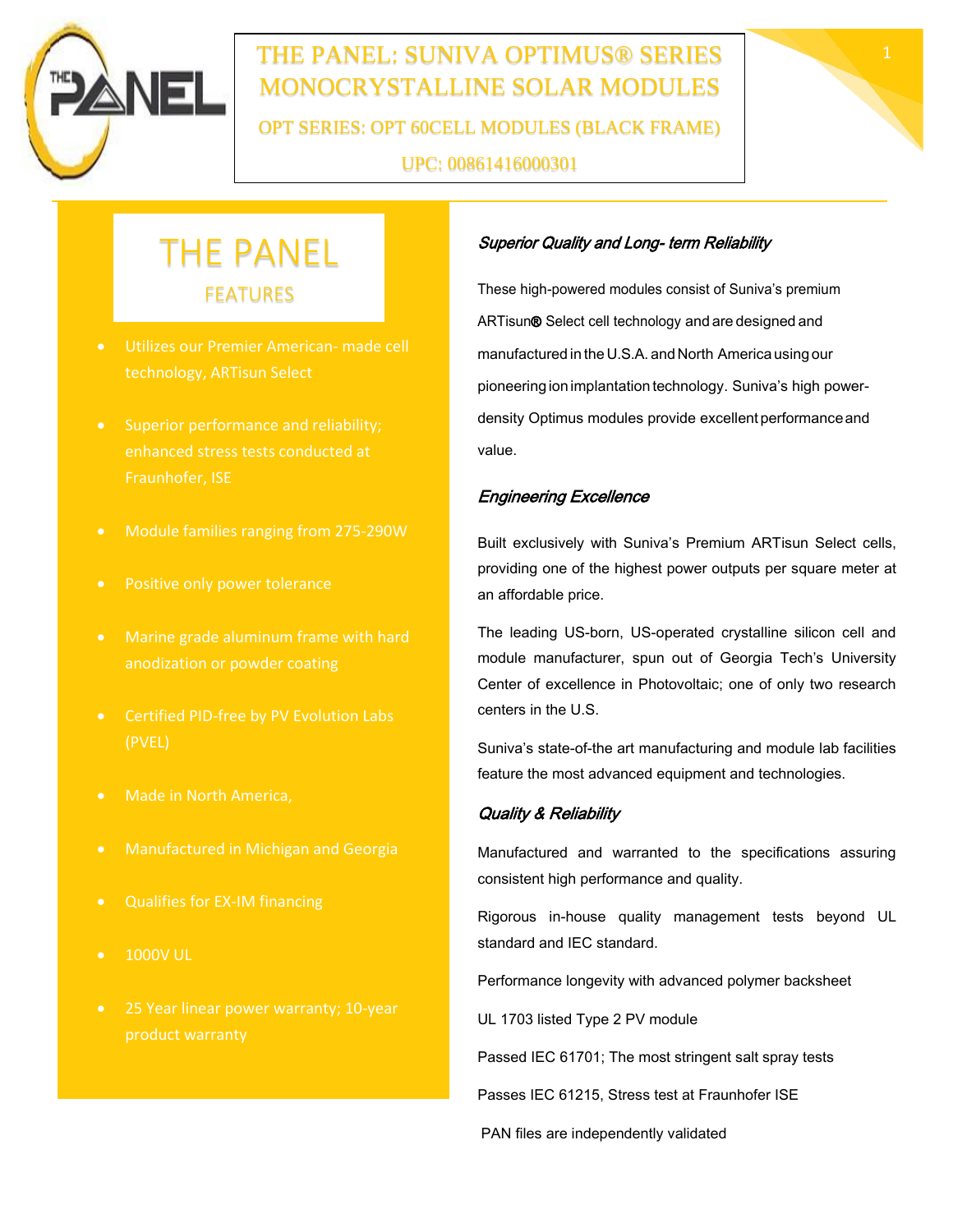# THE PANEL: SUNIVA OPTIMUS® SERIES MONOCRYSTALLINE SOLAR MODULES

OPT SERIES: OPT 60CELL MODULES (BLACK FRAME)

UPC: 00861416000301

## THE PANEL

### FEATURES

- Utilizes our Premier American- made cell technology, ARTisun Select
- Superior performance and reliability; enhanced stress tests conducted at Fraunhofer, ISE
- Module families ranging from 275-290W
- Positive only power tolerance
- Marine grade aluminum frame with hard anodization or powder coating
- Certified PID-free by PV Evolution Labs (PVEL)
- Made in North America,
- Manufactured in Michigan and Georgia
- Qualifies for EX-IM financing
- 1000V UL
- 25 Year linear power warranty; 10-year product warranty

### *Superior Quality and Long- term Reliability*

These high-powered modules consist of Suniva's premium ARTisun® Select cell technology and are designed and manufactured in the U.S.A. and North America using our pioneering ion implantation technology. Suniva's high power-density Optimus modules provide excellent performance and value.

### *Engineering Excellence*

Built exclusively with Suniva's Premium ARTisun Select cells, providing one of the highest power outputs per square meter at an affordable price.

The leading US-born, US-operated crystalline silicon cell and module manufacturer, spun out of Georgia Tech's University Center of excellence in Photovoltaic; one of only two research centers in the U.S.

Suniva's state-of-the art manufacturing and module lab facilities feature the most advanced equipment and technologies.

### *Quality & Reliability*

Manufactured and warranted to the specifications assuring consistent high performance and quality.

Rigorous in-house quality management tests beyond UL standard and IEC standard.

Performance longevity with advanced polymer backsheet

UL 1703 listed Type 2 PV module

Passed IEC 61701; The most stringent salt spray tests

Passes IEC 61215, Stress test at Fraunhofer ISE

PAN files are independently validated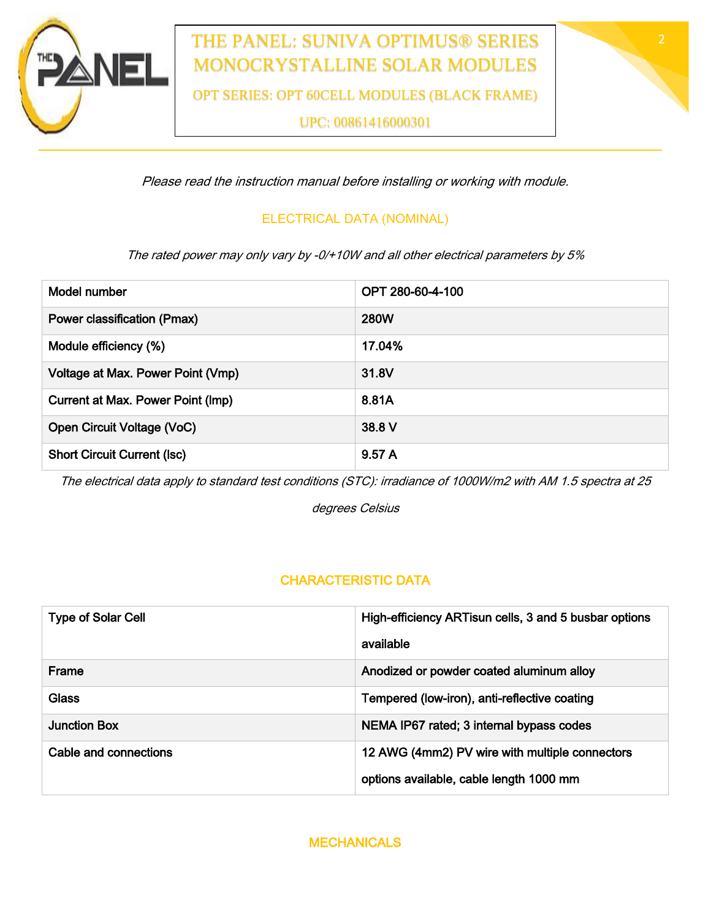# THE PANEL: SUNIVA OPTIMUS® SERIES MONOCRYSTALLINE SOLAR MODULES

## OPT SERIES: OPT 60CELL MODULES (BLACK FRAME)

UPC: 00861416000301

*Please read the instruction manual before installing or working with module.*

## ELECTRICAL DATA (NOMINAL)

*The rated power may only vary by -0/+10W and all other electrical parameters by 5%*

| Model number | OPT 280-60-4-100 |
|---|---|
| Power classification (Pmax) | 280W |
| Module efficiency (%) | 17.04% |
| Voltage at Max. Power Point (Vmp) | 31.8V |
| Current at Max. Power Point (Imp) | 8.81A |
| Open Circuit Voltage (VoC) | 38.8 V |
| Short Circuit Current (Isc) | 9.57 A |

*The electrical data apply to standard test conditions (STC): irradiance of 1000W/m2 with AM 1.5 spectra at 25 degrees Celsius*

## CHARACTERISTIC DATA

| Type of Solar Cell | High-efficiency ARTisun cells, 3 and 5 busbar options available |
|---|---|
| Frame | Anodized or powder coated aluminum alloy |
| Glass | Tempered (low-iron), anti-reflective coating |
| Junction Box | NEMA IP67 rated; 3 internal bypass codes |
| Cable and connections | 12 AWG (4mm2) PV wire with multiple connectors options available, cable length 1000 mm |

## MECHANICALS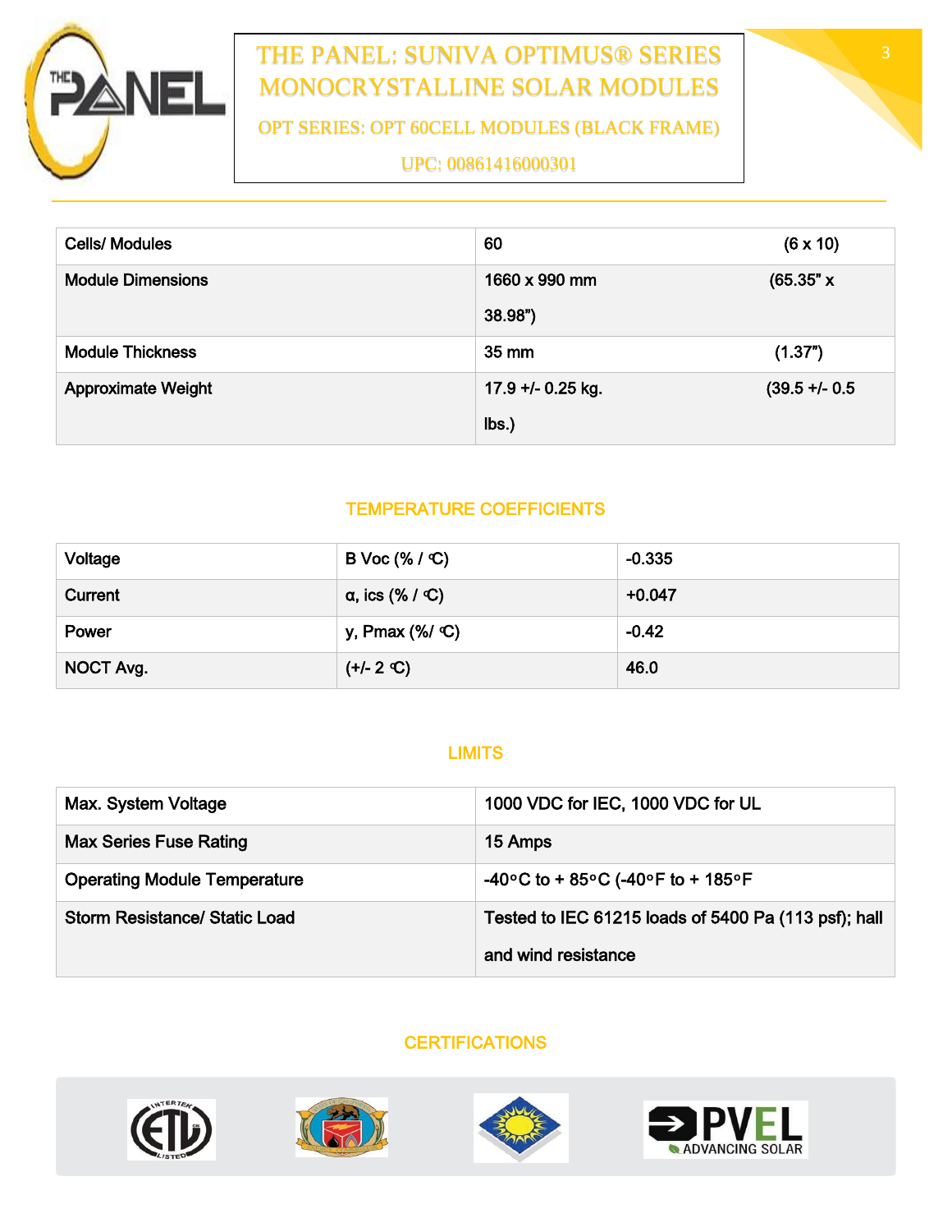# THE PANEL: SUNIVA OPTIMUS® SERIES MONOCRYSTALLINE SOLAR MODULES

## OPT SERIES: OPT 60CELL MODULES (BLACK FRAME)

UPC: 00861416000301

| | | |
|---|---|---|
| Cells/ Modules | 60 | (6 x 10) |
| Module Dimensions | 1660 x 990 mm | (65.35" x 38.98") |
| Module Thickness | 35 mm | (1.37") |
| Approximate Weight | 17.9 +/- 0.25 kg. | (39.5 +/- 0.5 lbs.) |

## TEMPERATURE COEFFICIENTS

| | | |
|---|---|---|
| Voltage | B Voc (% / ℃) | -0.335 |
| Current | α, ics (% / ℃) | +0.047 |
| Power | y, Pmax (%/ ℃) | -0.42 |
| NOCT Avg. | (+/- 2 ℃) | 46.0 |

## LIMITS

| | |
|---|---|
| Max. System Voltage | 1000 VDC for IEC, 1000 VDC for UL |
| Max Series Fuse Rating | 15 Amps |
| Operating Module Temperature | -40°C to + 85°C (-40°F to + 185°F |
| Storm Resistance/ Static Load | Tested to IEC 61215 loads of 5400 Pa (113 psf); hall and wind resistance |

## CERTIFICATIONS

INTERTEK ETL LISTED

PVEL ADVANCING SOLAR